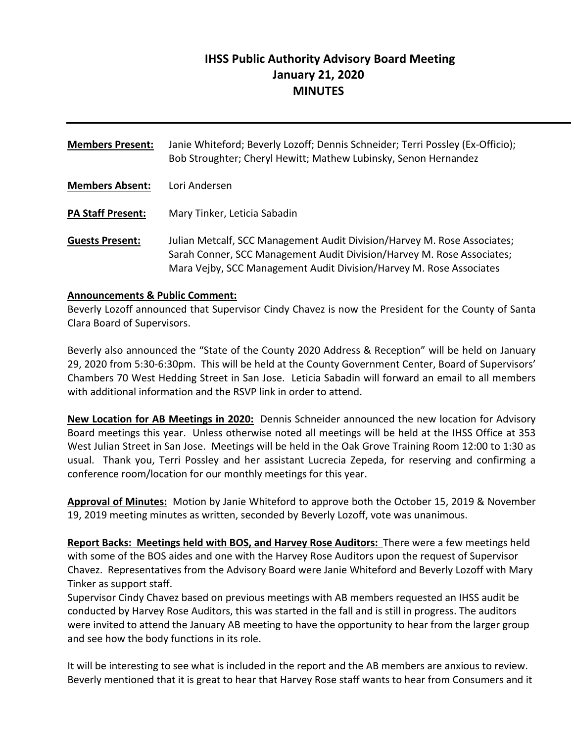# IHSS Public Authority Advisory Board Meeting
# January 21, 2020
# MINUTES

---

**Members Present:** Janie Whiteford; Beverly Lozoff; Dennis Schneider; Terri Possley (Ex-Officio); Bob Stroughter; Cheryl Hewitt; Mathew Lubinsky, Senon Hernandez

**Members Absent:** Lori Andersen

**PA Staff Present:** Mary Tinker, Leticia Sabadin

**Guests Present:** Julian Metcalf, SCC Management Audit Division/Harvey M. Rose Associates; Sarah Conner, SCC Management Audit Division/Harvey M. Rose Associates; Mara Vejby, SCC Management Audit Division/Harvey M. Rose Associates

**Announcements & Public Comment:**

Beverly Lozoff announced that Supervisor Cindy Chavez is now the President for the County of Santa Clara Board of Supervisors.

Beverly also announced the "State of the County 2020 Address & Reception" will be held on January 29, 2020 from 5:30-6:30pm. This will be held at the County Government Center, Board of Supervisors' Chambers 70 West Hedding Street in San Jose. Leticia Sabadin will forward an email to all members with additional information and the RSVP link in order to attend.

**New Location for AB Meetings in 2020:** Dennis Schneider announced the new location for Advisory Board meetings this year. Unless otherwise noted all meetings will be held at the IHSS Office at 353 West Julian Street in San Jose. Meetings will be held in the Oak Grove Training Room 12:00 to 1:30 as usual. Thank you, Terri Possley and her assistant Lucrecia Zepeda, for reserving and confirming a conference room/location for our monthly meetings for this year.

**Approval of Minutes:** Motion by Janie Whiteford to approve both the October 15, 2019 & November 19, 2019 meeting minutes as written, seconded by Beverly Lozoff, vote was unanimous.

**Report Backs: Meetings held with BOS, and Harvey Rose Auditors:** There were a few meetings held with some of the BOS aides and one with the Harvey Rose Auditors upon the request of Supervisor Chavez. Representatives from the Advisory Board were Janie Whiteford and Beverly Lozoff with Mary Tinker as support staff.

Supervisor Cindy Chavez based on previous meetings with AB members requested an IHSS audit be conducted by Harvey Rose Auditors, this was started in the fall and is still in progress. The auditors were invited to attend the January AB meeting to have the opportunity to hear from the larger group and see how the body functions in its role.

It will be interesting to see what is included in the report and the AB members are anxious to review. Beverly mentioned that it is great to hear that Harvey Rose staff wants to hear from Consumers and it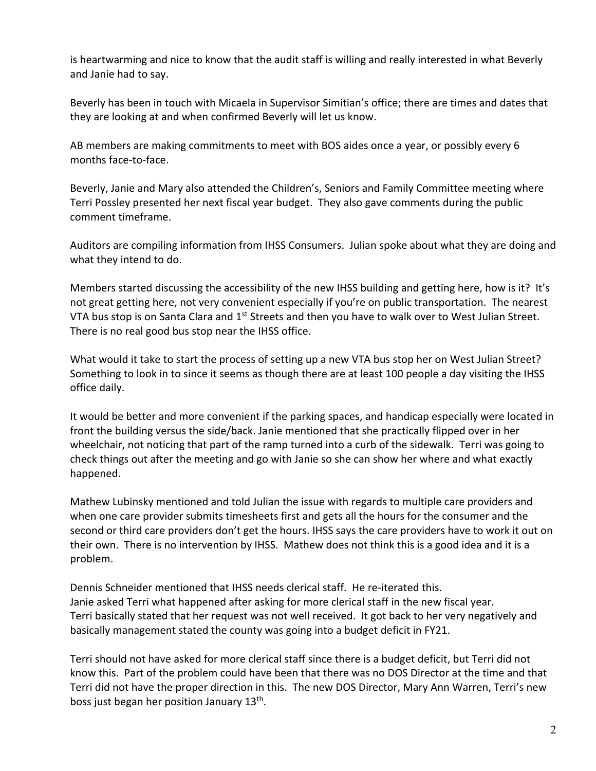is heartwarming and nice to know that the audit staff is willing and really interested in what Beverly and Janie had to say.

Beverly has been in touch with Micaela in Supervisor Simitian's office; there are times and dates that they are looking at and when confirmed Beverly will let us know.

AB members are making commitments to meet with BOS aides once a year, or possibly every 6 months face-to-face.

Beverly, Janie and Mary also attended the Children's, Seniors and Family Committee meeting where Terri Possley presented her next fiscal year budget. They also gave comments during the public comment timeframe.

Auditors are compiling information from IHSS Consumers. Julian spoke about what they are doing and what they intend to do.

Members started discussing the accessibility of the new IHSS building and getting here, how is it? It's not great getting here, not very convenient especially if you're on public transportation. The nearest VTA bus stop is on Santa Clara and 1st Streets and then you have to walk over to West Julian Street. There is no real good bus stop near the IHSS office.

What would it take to start the process of setting up a new VTA bus stop her on West Julian Street? Something to look in to since it seems as though there are at least 100 people a day visiting the IHSS office daily.

It would be better and more convenient if the parking spaces, and handicap especially were located in front the building versus the side/back. Janie mentioned that she practically flipped over in her wheelchair, not noticing that part of the ramp turned into a curb of the sidewalk. Terri was going to check things out after the meeting and go with Janie so she can show her where and what exactly happened.

Mathew Lubinsky mentioned and told Julian the issue with regards to multiple care providers and when one care provider submits timesheets first and gets all the hours for the consumer and the second or third care providers don't get the hours. IHSS says the care providers have to work it out on their own. There is no intervention by IHSS. Mathew does not think this is a good idea and it is a problem.

Dennis Schneider mentioned that IHSS needs clerical staff. He re-iterated this.
Janie asked Terri what happened after asking for more clerical staff in the new fiscal year.
Terri basically stated that her request was not well received. It got back to her very negatively and basically management stated the county was going into a budget deficit in FY21.

Terri should not have asked for more clerical staff since there is a budget deficit, but Terri did not know this. Part of the problem could have been that there was no DOS Director at the time and that Terri did not have the proper direction in this. The new DOS Director, Mary Ann Warren, Terri's new boss just began her position January 13th.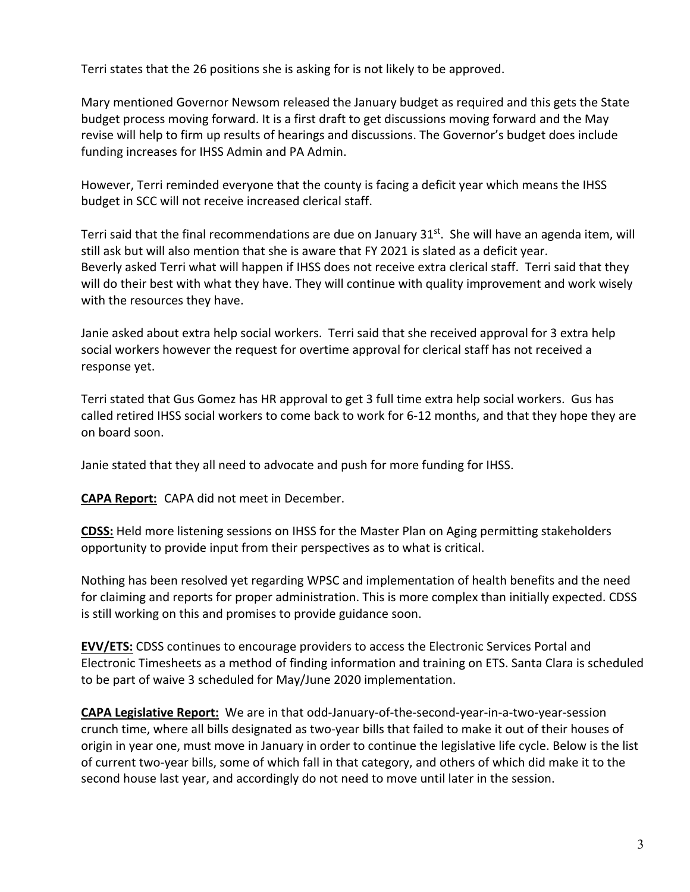Terri states that the 26 positions she is asking for is not likely to be approved.

Mary mentioned Governor Newsom released the January budget as required and this gets the State budget process moving forward. It is a first draft to get discussions moving forward and the May revise will help to firm up results of hearings and discussions. The Governor's budget does include funding increases for IHSS Admin and PA Admin.

However, Terri reminded everyone that the county is facing a deficit year which means the IHSS budget in SCC will not receive increased clerical staff.

Terri said that the final recommendations are due on January 31st. She will have an agenda item, will still ask but will also mention that she is aware that FY 2021 is slated as a deficit year.
Beverly asked Terri what will happen if IHSS does not receive extra clerical staff. Terri said that they will do their best with what they have. They will continue with quality improvement and work wisely with the resources they have.

Janie asked about extra help social workers. Terri said that she received approval for 3 extra help social workers however the request for overtime approval for clerical staff has not received a response yet.

Terri stated that Gus Gomez has HR approval to get 3 full time extra help social workers. Gus has called retired IHSS social workers to come back to work for 6-12 months, and that they hope they are on board soon.

Janie stated that they all need to advocate and push for more funding for IHSS.

**CAPA Report:** CAPA did not meet in December.

**CDSS:** Held more listening sessions on IHSS for the Master Plan on Aging permitting stakeholders opportunity to provide input from their perspectives as to what is critical.

Nothing has been resolved yet regarding WPSC and implementation of health benefits and the need for claiming and reports for proper administration. This is more complex than initially expected. CDSS is still working on this and promises to provide guidance soon.

**EVV/ETS:** CDSS continues to encourage providers to access the Electronic Services Portal and Electronic Timesheets as a method of finding information and training on ETS. Santa Clara is scheduled to be part of waive 3 scheduled for May/June 2020 implementation.

**CAPA Legislative Report:** We are in that odd-January-of-the-second-year-in-a-two-year-session crunch time, where all bills designated as two-year bills that failed to make it out of their houses of origin in year one, must move in January in order to continue the legislative life cycle. Below is the list of current two-year bills, some of which fall in that category, and others of which did make it to the second house last year, and accordingly do not need to move until later in the session.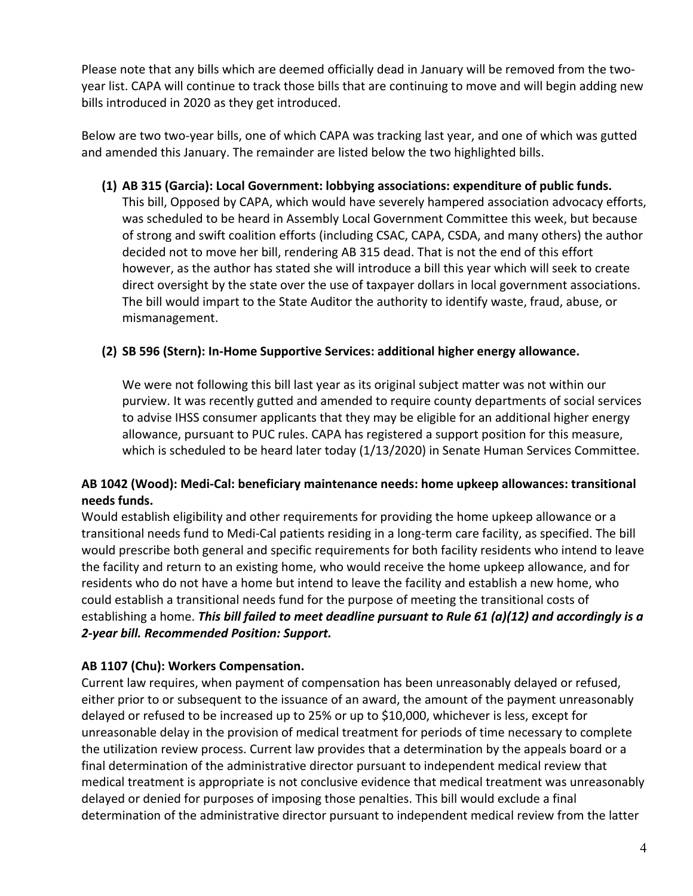Please note that any bills which are deemed officially dead in January will be removed from the two-year list. CAPA will continue to track those bills that are continuing to move and will begin adding new bills introduced in 2020 as they get introduced.

Below are two two-year bills, one of which CAPA was tracking last year, and one of which was gutted and amended this January. The remainder are listed below the two highlighted bills.

**(1) AB 315 (Garcia): Local Government: lobbying associations: expenditure of public funds.**
This bill, Opposed by CAPA, which would have severely hampered association advocacy efforts, was scheduled to be heard in Assembly Local Government Committee this week, but because of strong and swift coalition efforts (including CSAC, CAPA, CSDA, and many others) the author decided not to move her bill, rendering AB 315 dead. That is not the end of this effort however, as the author has stated she will introduce a bill this year which will seek to create direct oversight by the state over the use of taxpayer dollars in local government associations. The bill would impart to the State Auditor the authority to identify waste, fraud, abuse, or mismanagement.

**(2) SB 596 (Stern): In-Home Supportive Services: additional higher energy allowance.**

We were not following this bill last year as its original subject matter was not within our purview. It was recently gutted and amended to require county departments of social services to advise IHSS consumer applicants that they may be eligible for an additional higher energy allowance, pursuant to PUC rules. CAPA has registered a support position for this measure, which is scheduled to be heard later today (1/13/2020) in Senate Human Services Committee.

**AB 1042 (Wood): Medi-Cal: beneficiary maintenance needs: home upkeep allowances: transitional needs funds.**
Would establish eligibility and other requirements for providing the home upkeep allowance or a transitional needs fund to Medi-Cal patients residing in a long-term care facility, as specified. The bill would prescribe both general and specific requirements for both facility residents who intend to leave the facility and return to an existing home, who would receive the home upkeep allowance, and for residents who do not have a home but intend to leave the facility and establish a new home, who could establish a transitional needs fund for the purpose of meeting the transitional costs of establishing a home. ***This bill failed to meet deadline pursuant to Rule 61 (a)(12) and accordingly is a 2-year bill. Recommended Position: Support.***

**AB 1107 (Chu): Workers Compensation.**
Current law requires, when payment of compensation has been unreasonably delayed or refused, either prior to or subsequent to the issuance of an award, the amount of the payment unreasonably delayed or refused to be increased up to 25% or up to $10,000, whichever is less, except for unreasonable delay in the provision of medical treatment for periods of time necessary to complete the utilization review process. Current law provides that a determination by the appeals board or a final determination of the administrative director pursuant to independent medical review that medical treatment is appropriate is not conclusive evidence that medical treatment was unreasonably delayed or denied for purposes of imposing those penalties. This bill would exclude a final determination of the administrative director pursuant to independent medical review from the latter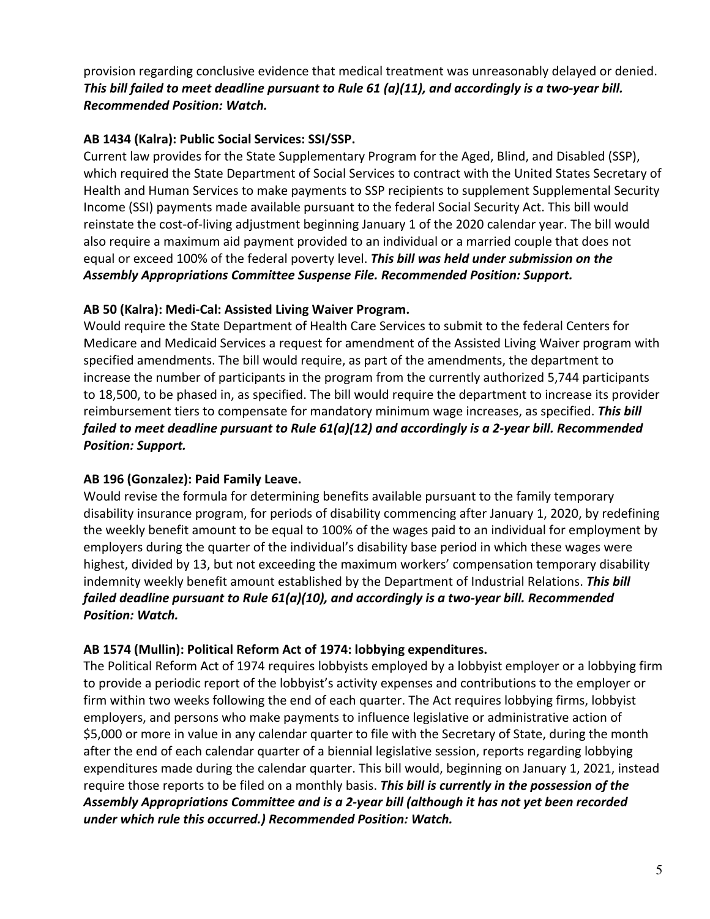provision regarding conclusive evidence that medical treatment was unreasonably delayed or denied. ***This bill failed to meet deadline pursuant to Rule 61 (a)(11), and accordingly is a two-year bill. Recommended Position: Watch.***

**AB 1434 (Kalra): Public Social Services: SSI/SSP.**

Current law provides for the State Supplementary Program for the Aged, Blind, and Disabled (SSP), which required the State Department of Social Services to contract with the United States Secretary of Health and Human Services to make payments to SSP recipients to supplement Supplemental Security Income (SSI) payments made available pursuant to the federal Social Security Act. This bill would reinstate the cost-of-living adjustment beginning January 1 of the 2020 calendar year. The bill would also require a maximum aid payment provided to an individual or a married couple that does not equal or exceed 100% of the federal poverty level. ***This bill was held under submission on the Assembly Appropriations Committee Suspense File. Recommended Position: Support.***

**AB 50 (Kalra): Medi-Cal: Assisted Living Waiver Program.**

Would require the State Department of Health Care Services to submit to the federal Centers for Medicare and Medicaid Services a request for amendment of the Assisted Living Waiver program with specified amendments. The bill would require, as part of the amendments, the department to increase the number of participants in the program from the currently authorized 5,744 participants to 18,500, to be phased in, as specified. The bill would require the department to increase its provider reimbursement tiers to compensate for mandatory minimum wage increases, as specified. ***This bill failed to meet deadline pursuant to Rule 61(a)(12) and accordingly is a 2-year bill. Recommended Position: Support.***

**AB 196 (Gonzalez): Paid Family Leave.**

Would revise the formula for determining benefits available pursuant to the family temporary disability insurance program, for periods of disability commencing after January 1, 2020, by redefining the weekly benefit amount to be equal to 100% of the wages paid to an individual for employment by employers during the quarter of the individual's disability base period in which these wages were highest, divided by 13, but not exceeding the maximum workers' compensation temporary disability indemnity weekly benefit amount established by the Department of Industrial Relations. ***This bill failed deadline pursuant to Rule 61(a)(10), and accordingly is a two-year bill. Recommended Position: Watch.***

**AB 1574 (Mullin): Political Reform Act of 1974: lobbying expenditures.**

The Political Reform Act of 1974 requires lobbyists employed by a lobbyist employer or a lobbying firm to provide a periodic report of the lobbyist's activity expenses and contributions to the employer or firm within two weeks following the end of each quarter. The Act requires lobbying firms, lobbyist employers, and persons who make payments to influence legislative or administrative action of $5,000 or more in value in any calendar quarter to file with the Secretary of State, during the month after the end of each calendar quarter of a biennial legislative session, reports regarding lobbying expenditures made during the calendar quarter. This bill would, beginning on January 1, 2021, instead require those reports to be filed on a monthly basis. ***This bill is currently in the possession of the Assembly Appropriations Committee and is a 2-year bill (although it has not yet been recorded under which rule this occurred.) Recommended Position: Watch.***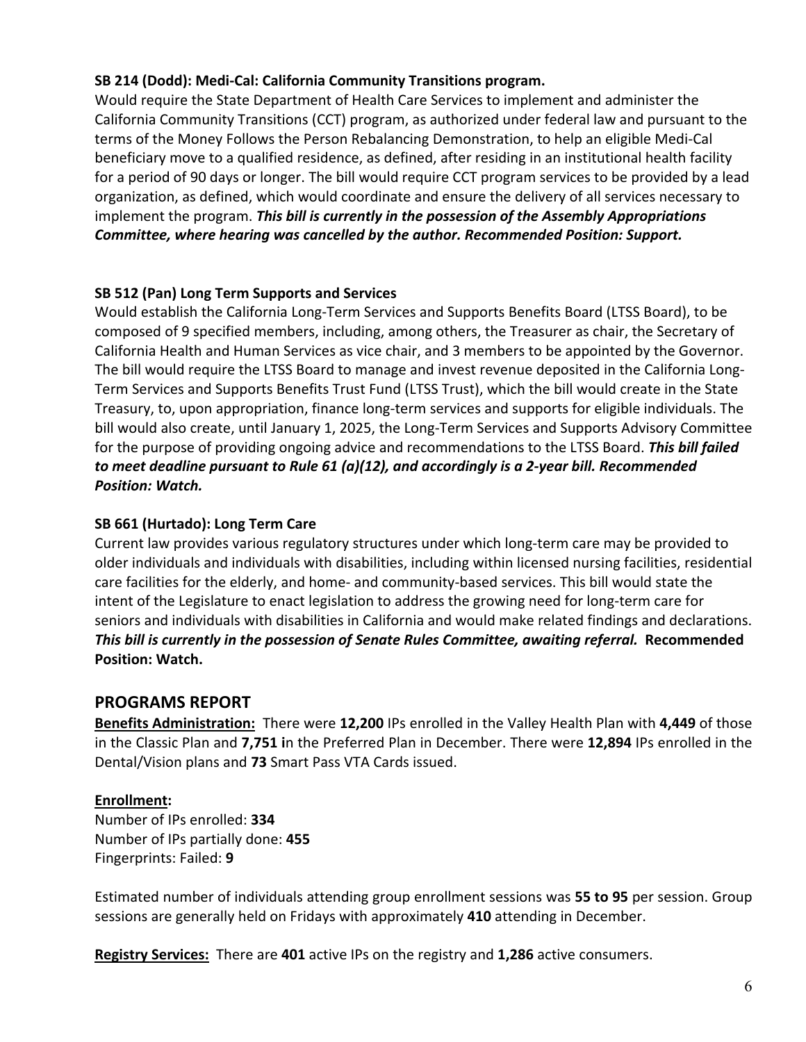**SB 214 (Dodd): Medi-Cal: California Community Transitions program.**
Would require the State Department of Health Care Services to implement and administer the California Community Transitions (CCT) program, as authorized under federal law and pursuant to the terms of the Money Follows the Person Rebalancing Demonstration, to help an eligible Medi-Cal beneficiary move to a qualified residence, as defined, after residing in an institutional health facility for a period of 90 days or longer. The bill would require CCT program services to be provided by a lead organization, as defined, which would coordinate and ensure the delivery of all services necessary to implement the program. ***This bill is currently in the possession of the Assembly Appropriations Committee, where hearing was cancelled by the author. Recommended Position: Support.***

**SB 512 (Pan) Long Term Supports and Services**
Would establish the California Long-Term Services and Supports Benefits Board (LTSS Board), to be composed of 9 specified members, including, among others, the Treasurer as chair, the Secretary of California Health and Human Services as vice chair, and 3 members to be appointed by the Governor. The bill would require the LTSS Board to manage and invest revenue deposited in the California Long-Term Services and Supports Benefits Trust Fund (LTSS Trust), which the bill would create in the State Treasury, to, upon appropriation, finance long-term services and supports for eligible individuals. The bill would also create, until January 1, 2025, the Long-Term Services and Supports Advisory Committee for the purpose of providing ongoing advice and recommendations to the LTSS Board. ***This bill failed to meet deadline pursuant to Rule 61 (a)(12), and accordingly is a 2-year bill. Recommended Position: Watch.***

**SB 661 (Hurtado): Long Term Care**
Current law provides various regulatory structures under which long-term care may be provided to older individuals and individuals with disabilities, including within licensed nursing facilities, residential care facilities for the elderly, and home- and community-based services. This bill would state the intent of the Legislature to enact legislation to address the growing need for long-term care for seniors and individuals with disabilities in California and would make related findings and declarations. ***This bill is currently in the possession of Senate Rules Committee, awaiting referral.*** **Recommended Position: Watch.**

## PROGRAMS REPORT

**Benefits Administration:** There were **12,200** IPs enrolled in the Valley Health Plan with **4,449** of those in the Classic Plan and **7,751 i**n the Preferred Plan in December. There were **12,894** IPs enrolled in the Dental/Vision plans and **73** Smart Pass VTA Cards issued.

**Enrollment:**
Number of IPs enrolled: **334**
Number of IPs partially done: **455**
Fingerprints: Failed: **9**

Estimated number of individuals attending group enrollment sessions was **55 to 95** per session. Group sessions are generally held on Fridays with approximately **410** attending in December.

**Registry Services:** There are **401** active IPs on the registry and **1,286** active consumers.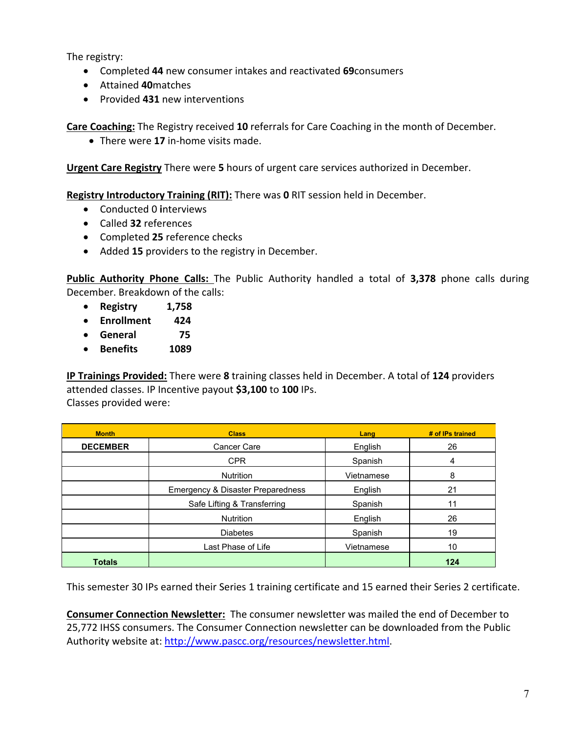The registry:

- Completed **44** new consumer intakes and reactivated **69**consumers
- Attained **40**matches
- Provided **431** new interventions

**Care Coaching:** The Registry received **10** referrals for Care Coaching in the month of December.

- There were **17** in-home visits made.

**Urgent Care Registry** There were **5** hours of urgent care services authorized in December.

**Registry Introductory Training (RIT):** There was **0** RIT session held in December.

- Conducted 0 **i**nterviews
- Called **32** references
- Completed **25** reference checks
- Added **15** providers to the registry in December.

**Public Authority Phone Calls:** The Public Authority handled a total of **3,378** phone calls during December. Breakdown of the calls:

- **Registry 1,758**
- **Enrollment 424**
- **General 75**
- **Benefits 1089**

**IP Trainings Provided:** There were **8** training classes held in December. A total of **124** providers attended classes. IP Incentive payout **$3,100** to **100** IPs.
Classes provided were:

| Month | Class | Lang | # of IPs trained |
|---|---|---|---|
| **DECEMBER** | Cancer Care | English | 26 |
| | CPR | Spanish | 4 |
| | Nutrition | Vietnamese | 8 |
| | Emergency & Disaster Preparedness | English | 21 |
| | Safe Lifting & Transferring | Spanish | 11 |
| | Nutrition | English | 26 |
| | Diabetes | Spanish | 19 |
| | Last Phase of Life | Vietnamese | 10 |
| **Totals** | | | **124** |

This semester 30 IPs earned their Series 1 training certificate and 15 earned their Series 2 certificate.

**Consumer Connection Newsletter:** The consumer newsletter was mailed the end of December to 25,772 IHSS consumers. The Consumer Connection newsletter can be downloaded from the Public Authority website at: http://www.pascc.org/resources/newsletter.html.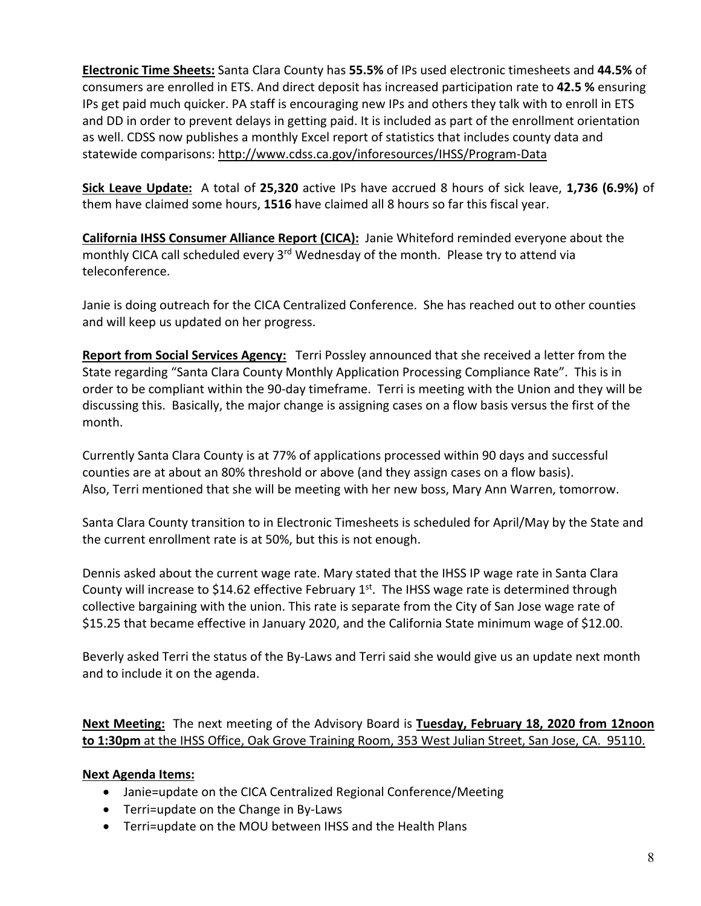**Electronic Time Sheets:** Santa Clara County has **55.5%** of IPs used electronic timesheets and **44.5%** of consumers are enrolled in ETS. And direct deposit has increased participation rate to **42.5 %** ensuring IPs get paid much quicker. PA staff is encouraging new IPs and others they talk with to enroll in ETS and DD in order to prevent delays in getting paid. It is included as part of the enrollment orientation as well. CDSS now publishes a monthly Excel report of statistics that includes county data and statewide comparisons: http://www.cdss.ca.gov/inforesources/IHSS/Program-Data

**Sick Leave Update:** A total of **25,320** active IPs have accrued 8 hours of sick leave, **1,736 (6.9%)** of them have claimed some hours, **1516** have claimed all 8 hours so far this fiscal year.

**California IHSS Consumer Alliance Report (CICA):** Janie Whiteford reminded everyone about the monthly CICA call scheduled every 3rd Wednesday of the month. Please try to attend via teleconference.

Janie is doing outreach for the CICA Centralized Conference. She has reached out to other counties and will keep us updated on her progress.

**Report from Social Services Agency:** Terri Possley announced that she received a letter from the State regarding "Santa Clara County Monthly Application Processing Compliance Rate". This is in order to be compliant within the 90-day timeframe. Terri is meeting with the Union and they will be discussing this. Basically, the major change is assigning cases on a flow basis versus the first of the month.

Currently Santa Clara County is at 77% of applications processed within 90 days and successful counties are at about an 80% threshold or above (and they assign cases on a flow basis). Also, Terri mentioned that she will be meeting with her new boss, Mary Ann Warren, tomorrow.

Santa Clara County transition to in Electronic Timesheets is scheduled for April/May by the State and the current enrollment rate is at 50%, but this is not enough.

Dennis asked about the current wage rate. Mary stated that the IHSS IP wage rate in Santa Clara County will increase to $14.62 effective February 1st. The IHSS wage rate is determined through collective bargaining with the union. This rate is separate from the City of San Jose wage rate of $15.25 that became effective in January 2020, and the California State minimum wage of $12.00.

Beverly asked Terri the status of the By-Laws and Terri said she would give us an update next month and to include it on the agenda.

**Next Meeting:** The next meeting of the Advisory Board is **Tuesday, February 18, 2020 from 12noon to 1:30pm** at the IHSS Office, Oak Grove Training Room, 353 West Julian Street, San Jose, CA. 95110.

**Next Agenda Items:**

- Janie=update on the CICA Centralized Regional Conference/Meeting
- Terri=update on the Change in By-Laws
- Terri=update on the MOU between IHSS and the Health Plans